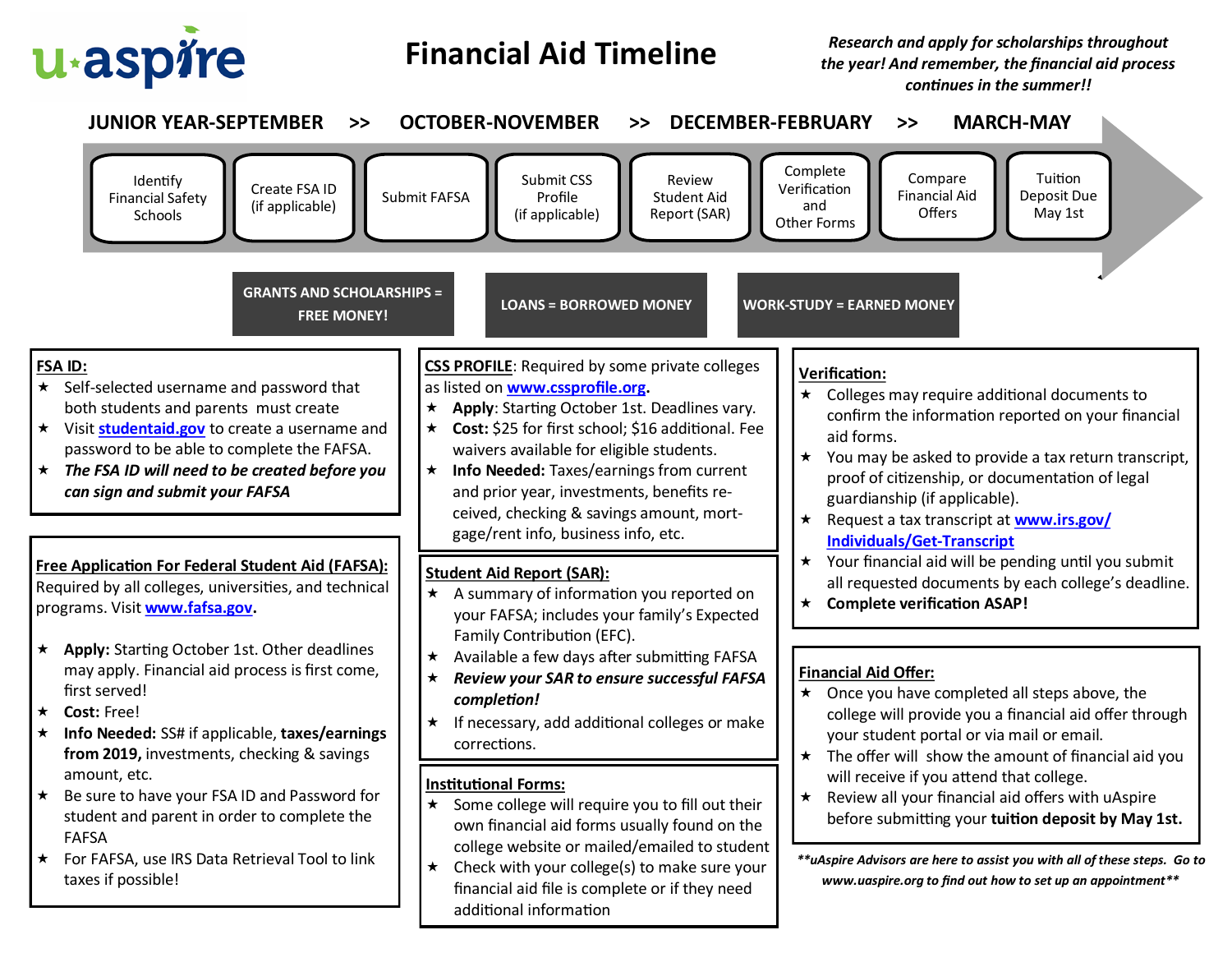u·aspire

# Financial Aid Timeline

*Research and apply for scholarships throughout the year! And remember, the financial aid process continues in the summer!!*

**JUNIOR YEAR-SEPTEMBER >> OCTOBER-NOVEMBER >> DECEMBER-FEBRUARY >> MARCH-MAY**

- Identify Financial Safety Schools
- Create FSA ID (if applicable)
- Submit FAFSA
- Submit CSS Profile (if applicable)
- Review Student Aid Report (SAR)
- Complete Verification and Other Forms
- Compare Financial Aid Offers
- Tuition Deposit Due May 1st

**GRANTS AND SCHOLARSHIPS = FREE MONEY!**

**LOANS = BORROWED MONEY**

**WORK-STUDY = EARNED MONEY**

## FSA ID:

★ Self-selected username and password that both students and parents must create

★ Visit studentaid.gov to create a username and password to be able to complete the FAFSA.

★ ***The FSA ID will need to be created before you can sign and submit your FAFSA***

## Free Application For Federal Student Aid (FAFSA):

Required by all colleges, universities, and technical programs. Visit **www.fafsa.gov**.

★ **Apply:** Starting October 1st. Other deadlines may apply. Financial aid process is first come, first served!

★ **Cost:** Free!

★ **Info Needed:** SS# if applicable, **taxes/earnings from 2019,** investments, checking & savings amount, etc.

★ Be sure to have your FSA ID and Password for student and parent in order to complete the FAFSA

★ For FAFSA, use IRS Data Retrieval Tool to link taxes if possible!

## CSS PROFILE:

Required by some private colleges as listed on **www.cssprofile.org**.

★ **Apply**: Starting October 1st. Deadlines vary.

★ **Cost:** $25 for first school; $16 additional. Fee waivers available for eligible students.

★ **Info Needed:** Taxes/earnings from current and prior year, investments, benefits received, checking & savings amount, mortgage/rent info, business info, etc.

## Student Aid Report (SAR):

★ A summary of information you reported on your FAFSA; includes your family's Expected Family Contribution (EFC).

★ Available a few days after submitting FAFSA

★ ***Review your SAR to ensure successful FAFSA completion!***

★ If necessary, add additional colleges or make corrections.

## Institutional Forms:

★ Some college will require you to fill out their own financial aid forms usually found on the college website or mailed/emailed to student

★ Check with your college(s) to make sure your financial aid file is complete or if they need additional information

## Verification:

★ Colleges may require additional documents to confirm the information reported on your financial aid forms.

★ You may be asked to provide a tax return transcript, proof of citizenship, or documentation of legal guardianship (if applicable).

★ Request a tax transcript at **www.irs.gov/Individuals/Get-Transcript**

★ Your financial aid will be pending until you submit all requested documents by each college's deadline.

★ **Complete verification ASAP!**

## Financial Aid Offer:

★ Once you have completed all steps above, the college will provide you a financial aid offer through your student portal or via mail or email.

★ The offer will show the amount of financial aid you will receive if you attend that college.

★ Review all your financial aid offers with uAspire before submitting your **tuition deposit by May 1st.**

***uAspire Advisors are here to assist you with all of these steps. Go to www.uaspire.org to find out how to set up an appointment***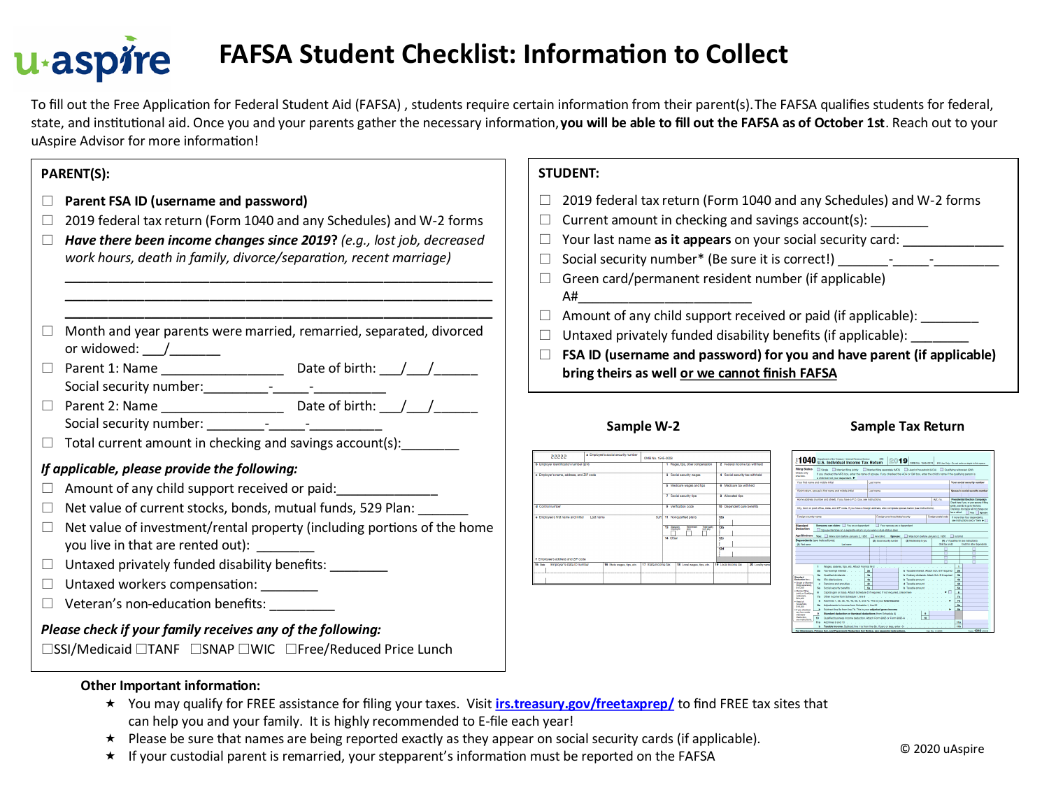# FAFSA Student Checklist: Information to Collect

To fill out the Free Application for Federal Student Aid (FAFSA) , students require certain information from their parent(s).The FAFSA qualifies students for federal, state, and institutional aid. Once you and your parents gather the necessary information, **you will be able to fill out the FAFSA as of October 1st**. Reach out to your uAspire Advisor for more information!

## PARENT(S):

- ☐ **Parent FSA ID (username and password)**
- ☐ 2019 federal tax return (Form 1040 and any Schedules) and W-2 forms
- ☐ ***Have there been income changes since 2019?*** *(e.g., lost job, decreased work hours, death in family, divorce/separation, recent marriage)*
  ______________________________________________
  ______________________________________________
  ______________________________________________
- ☐ Month and year parents were married, remarried, separated, divorced or widowed: ___/_______
- ☐ Parent 1: Name _________________ Date of birth: ___/___/______
  Social security number:_________-_____-__________
- ☐ Parent 2: Name _________________ Date of birth: ___/___/______
  Social security number: ________-_____-__________
- ☐ Total current amount in checking and savings account(s):________

***If applicable, please provide the following:***

- ☐ Amount of any child support received or paid:______________
- ☐ Net value of current stocks, bonds, mutual funds, 529 Plan: _______
- ☐ Net value of investment/rental property (including portions of the home you live in that are rented out): ________
- ☐ Untaxed privately funded disability benefits: ________
- ☐ Untaxed workers compensation: ________
- ☐ Veteran's non-education benefits: _________

***Please check if your family receives any of the following:***

☐SSI/Medicaid ☐TANF ☐SNAP ☐WIC ☐Free/Reduced Price Lunch

## STUDENT:

- ☐ 2019 federal tax return (Form 1040 and any Schedules) and W-2 forms
- ☐ Current amount in checking and savings account(s): ________
- ☐ Your last name **as it appears** on your social security card: ______________
- ☐ Social security number* (Be sure it is correct!) _______-_____-_________
- ☐ Green card/permanent resident number (if applicable)
  A#________________________
- ☐ Amount of any child support received or paid (if applicable): ________
- ☐ Untaxed privately funded disability benefits (if applicable): ________
- ☐ **FSA ID (username and password) for you and have parent (if applicable) bring theirs as well or we cannot finish FAFSA**

**Sample W-2**

**Sample Tax Return**

**Other Important information:**

- ★ You may qualify for FREE assistance for filing your taxes. Visit **irs.treasury.gov/freetaxprep/** to find FREE tax sites that can help you and your family. It is highly recommended to E-file each year!
- ★ Please be sure that names are being reported exactly as they appear on social security cards (if applicable).
- ★ If your custodial parent is remarried, your stepparent's information must be reported on the FAFSA

© 2020 uAspire